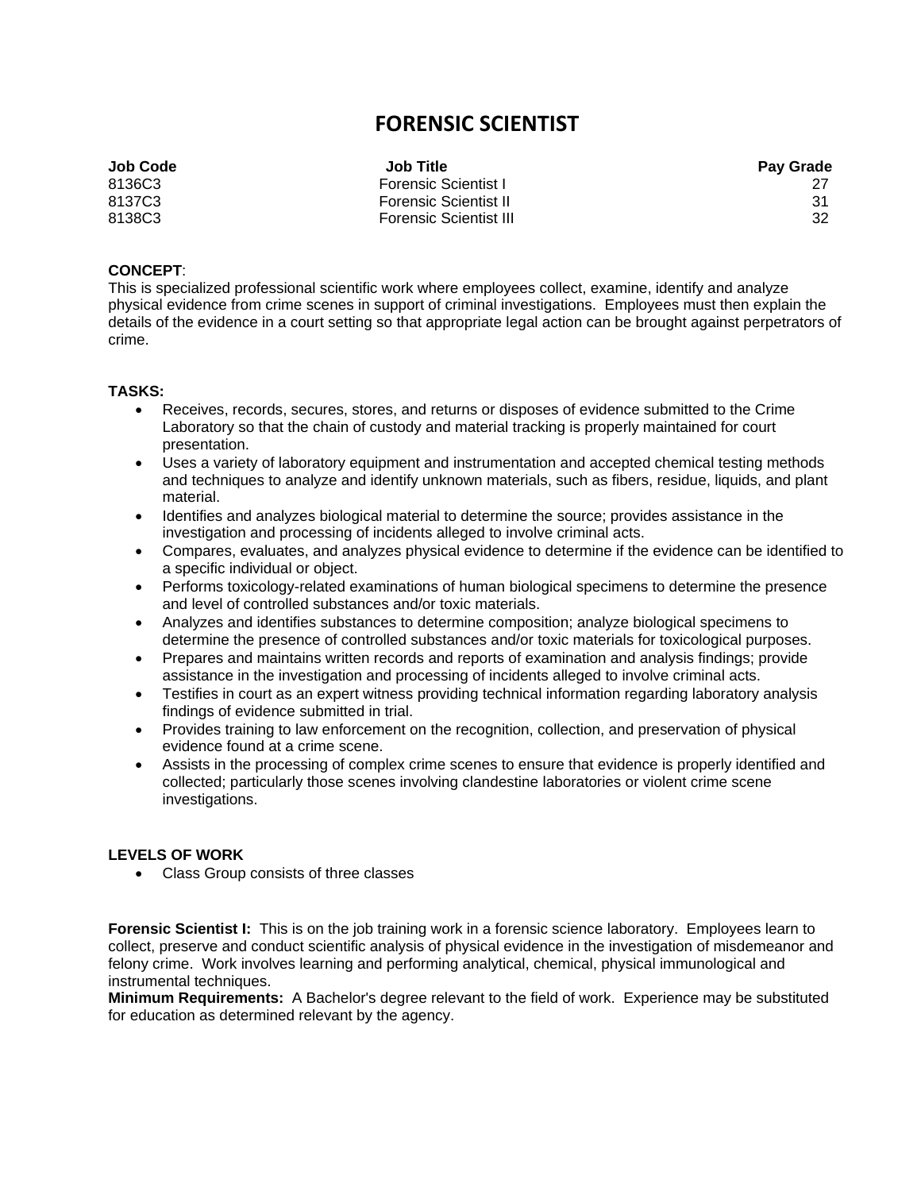# FORENSIC SCIENTIST

| Job Code | Job Title | Pay Grade |
| --- | --- | --- |
| 8136C3 | Forensic Scientist I | 27 |
| 8137C3 | Forensic Scientist II | 31 |
| 8138C3 | Forensic Scientist III | 32 |

**CONCEPT**:
This is specialized professional scientific work where employees collect, examine, identify and analyze physical evidence from crime scenes in support of criminal investigations. Employees must then explain the details of the evidence in a court setting so that appropriate legal action can be brought against perpetrators of crime.

**TASKS:**

- Receives, records, secures, stores, and returns or disposes of evidence submitted to the Crime Laboratory so that the chain of custody and material tracking is properly maintained for court presentation.
- Uses a variety of laboratory equipment and instrumentation and accepted chemical testing methods and techniques to analyze and identify unknown materials, such as fibers, residue, liquids, and plant material.
- Identifies and analyzes biological material to determine the source; provides assistance in the investigation and processing of incidents alleged to involve criminal acts.
- Compares, evaluates, and analyzes physical evidence to determine if the evidence can be identified to a specific individual or object.
- Performs toxicology-related examinations of human biological specimens to determine the presence and level of controlled substances and/or toxic materials.
- Analyzes and identifies substances to determine composition; analyze biological specimens to determine the presence of controlled substances and/or toxic materials for toxicological purposes.
- Prepares and maintains written records and reports of examination and analysis findings; provide assistance in the investigation and processing of incidents alleged to involve criminal acts.
- Testifies in court as an expert witness providing technical information regarding laboratory analysis findings of evidence submitted in trial.
- Provides training to law enforcement on the recognition, collection, and preservation of physical evidence found at a crime scene.
- Assists in the processing of complex crime scenes to ensure that evidence is properly identified and collected; particularly those scenes involving clandestine laboratories or violent crime scene investigations.

**LEVELS OF WORK**

- Class Group consists of three classes

**Forensic Scientist I:** This is on the job training work in a forensic science laboratory. Employees learn to collect, preserve and conduct scientific analysis of physical evidence in the investigation of misdemeanor and felony crime. Work involves learning and performing analytical, chemical, physical immunological and instrumental techniques.
**Minimum Requirements:** A Bachelor's degree relevant to the field of work. Experience may be substituted for education as determined relevant by the agency.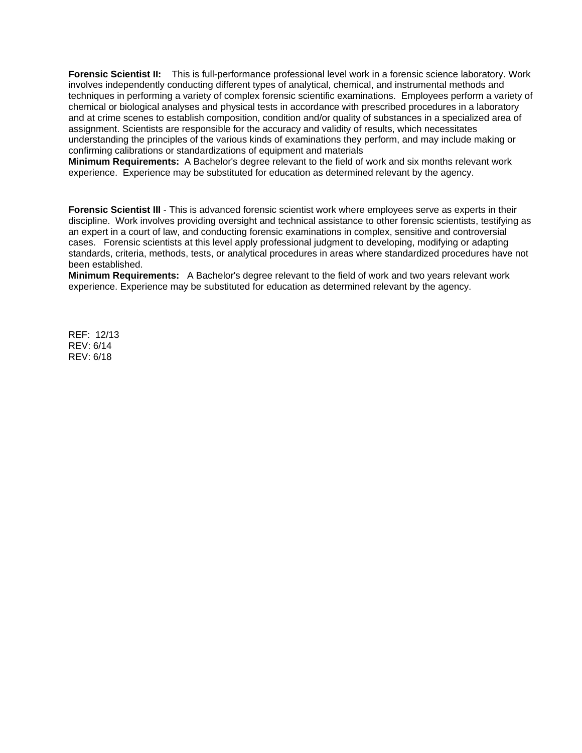**Forensic Scientist II:** This is full-performance professional level work in a forensic science laboratory. Work involves independently conducting different types of analytical, chemical, and instrumental methods and techniques in performing a variety of complex forensic scientific examinations. Employees perform a variety of chemical or biological analyses and physical tests in accordance with prescribed procedures in a laboratory and at crime scenes to establish composition, condition and/or quality of substances in a specialized area of assignment. Scientists are responsible for the accuracy and validity of results, which necessitates understanding the principles of the various kinds of examinations they perform, and may include making or confirming calibrations or standardizations of equipment and materials
**Minimum Requirements:** A Bachelor's degree relevant to the field of work and six months relevant work experience. Experience may be substituted for education as determined relevant by the agency.

**Forensic Scientist III** - This is advanced forensic scientist work where employees serve as experts in their discipline. Work involves providing oversight and technical assistance to other forensic scientists, testifying as an expert in a court of law, and conducting forensic examinations in complex, sensitive and controversial cases. Forensic scientists at this level apply professional judgment to developing, modifying or adapting standards, criteria, methods, tests, or analytical procedures in areas where standardized procedures have not been established.
**Minimum Requirements:** A Bachelor's degree relevant to the field of work and two years relevant work experience. Experience may be substituted for education as determined relevant by the agency.

REF: 12/13
REV: 6/14
REV: 6/18